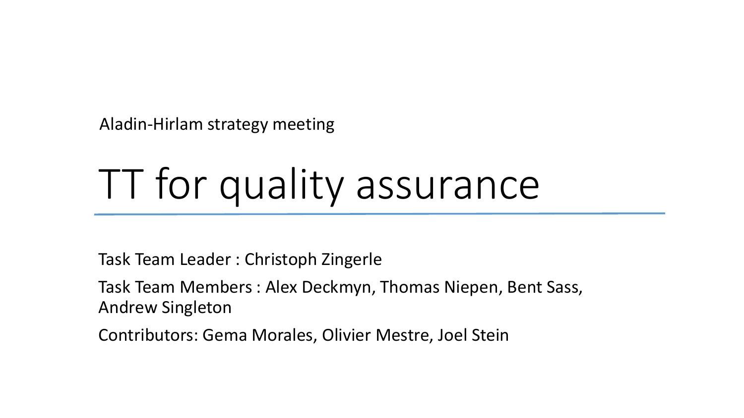Aladin-Hirlam strategy meeting

# TT for quality assurance

Task Team Leader : Christoph Zingerle

Task Team Members : Alex Deckmyn, Thomas Niepen, Bent Sass, Andrew Singleton

Contributors: Gema Morales, Olivier Mestre, Joel Stein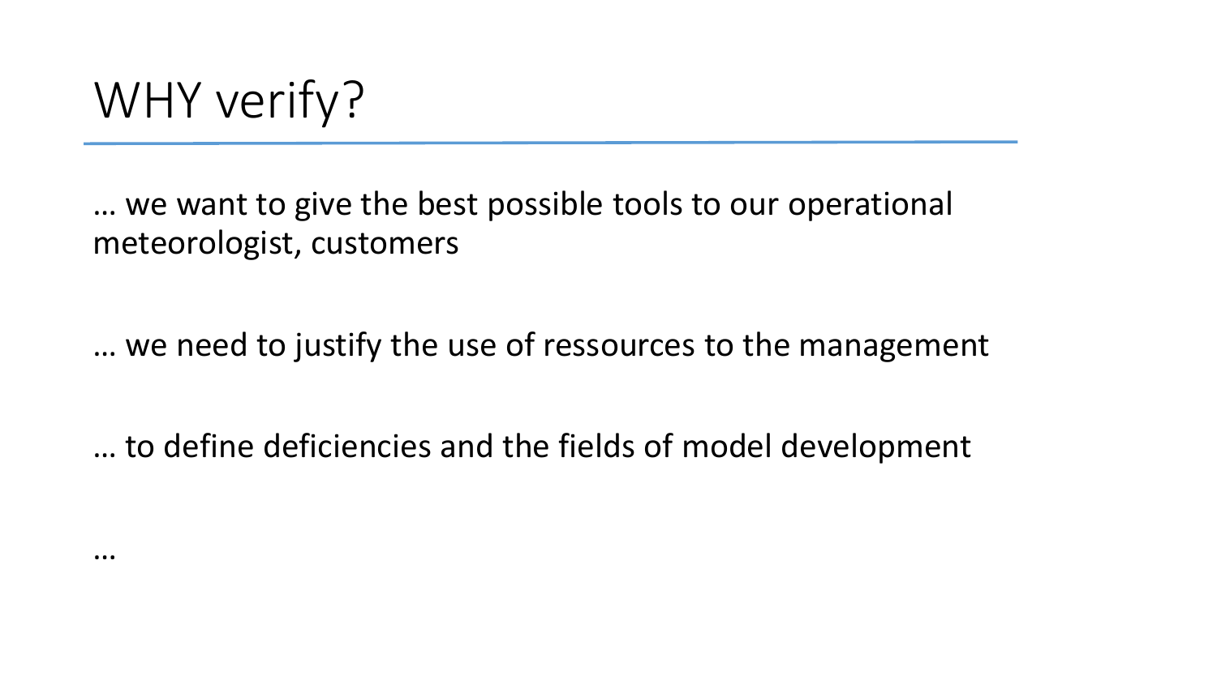# WHY verify?

… we want to give the best possible tools to our operational meteorologist, customers

… we need to justify the use of ressources to the management

… to define deficiencies and the fields of model development

…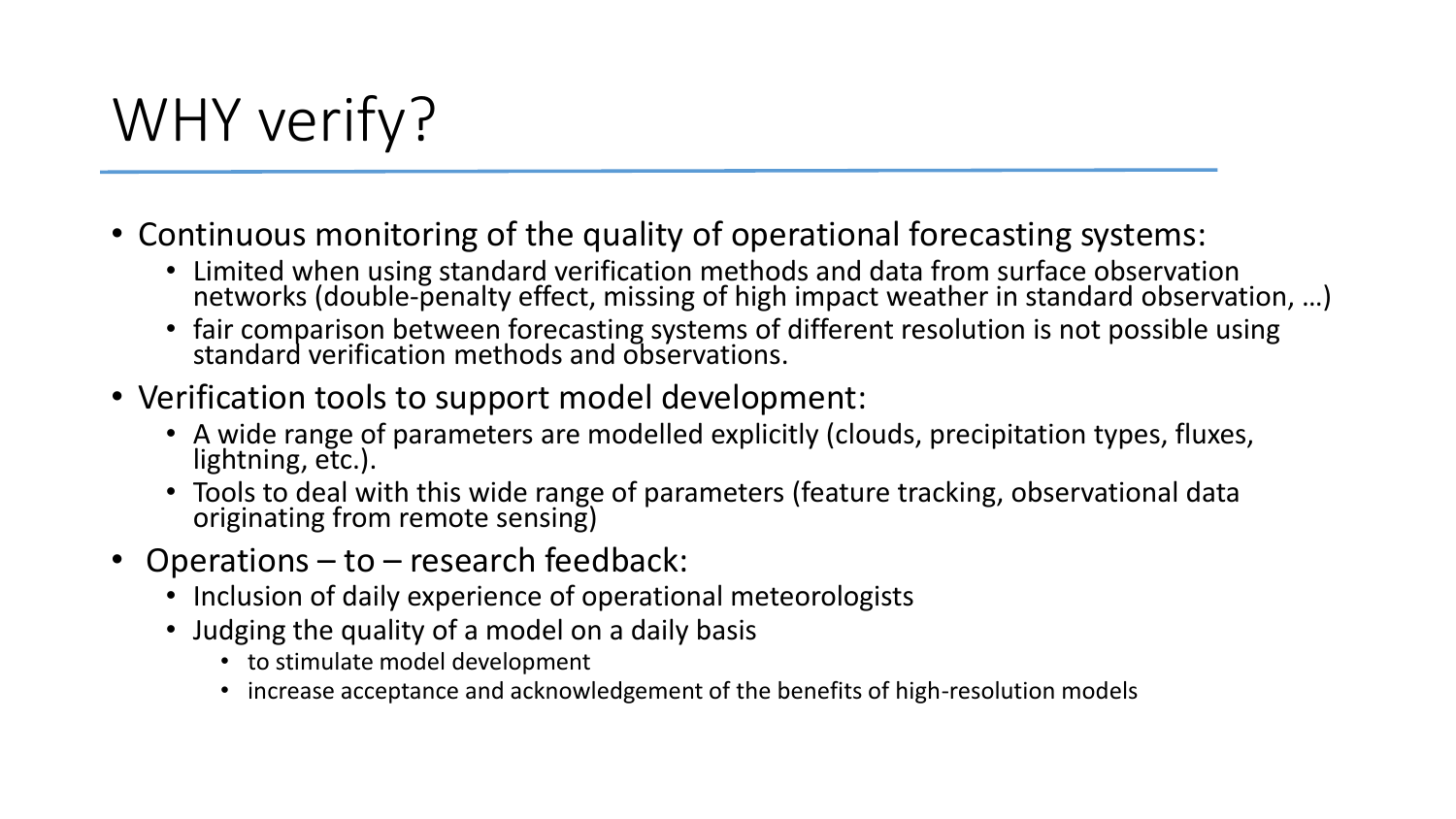# WHY verify?

- Continuous monitoring of the quality of operational forecasting systems:
  - Limited when using standard verification methods and data from surface observation networks (double-penalty effect, missing of high impact weather in standard observation, …)
  - fair comparison between forecasting systems of different resolution is not possible using standard verification methods and observations.
- Verification tools to support model development:
  - A wide range of parameters are modelled explicitly (clouds, precipitation types, fluxes, lightning, etc.).
  - Tools to deal with this wide range of parameters (feature tracking, observational data originating from remote sensing)
- Operations – to – research feedback:
  - Inclusion of daily experience of operational meteorologists
  - Judging the quality of a model on a daily basis
    - to stimulate model development
    - increase acceptance and acknowledgement of the benefits of high-resolution models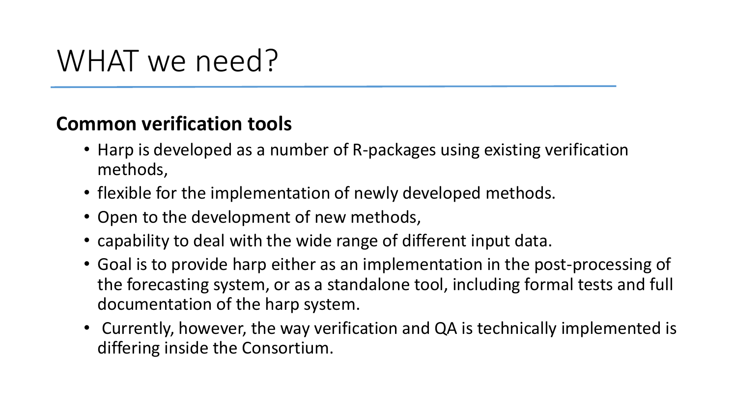# WHAT we need?

**Common verification tools**

- Harp is developed as a number of R-packages using existing verification methods,
- flexible for the implementation of newly developed methods.
- Open to the development of new methods,
- capability to deal with the wide range of different input data.
- Goal is to provide harp either as an implementation in the post-processing of the forecasting system, or as a standalone tool, including formal tests and full documentation of the harp system.
- Currently, however, the way verification and QA is technically implemented is differing inside the Consortium.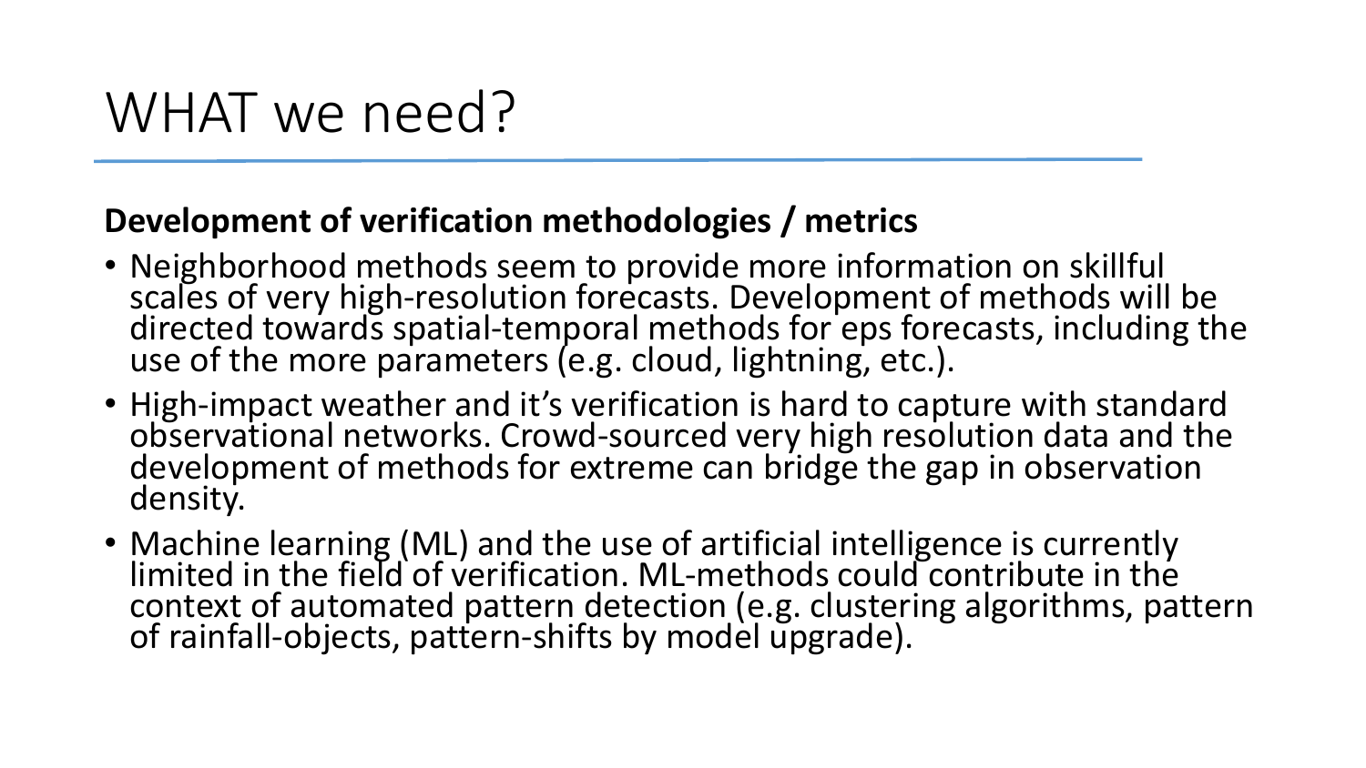# WHAT we need?

**Development of verification methodologies / metrics**

- Neighborhood methods seem to provide more information on skillful scales of very high-resolution forecasts. Development of methods will be directed towards spatial-temporal methods for eps forecasts, including the use of the more parameters (e.g. cloud, lightning, etc.).
- High-impact weather and it's verification is hard to capture with standard observational networks. Crowd-sourced very high resolution data and the development of methods for extreme can bridge the gap in observation density.
- Machine learning (ML) and the use of artificial intelligence is currently limited in the field of verification. ML-methods could contribute in the context of automated pattern detection (e.g. clustering algorithms, pattern of rainfall-objects, pattern-shifts by model upgrade).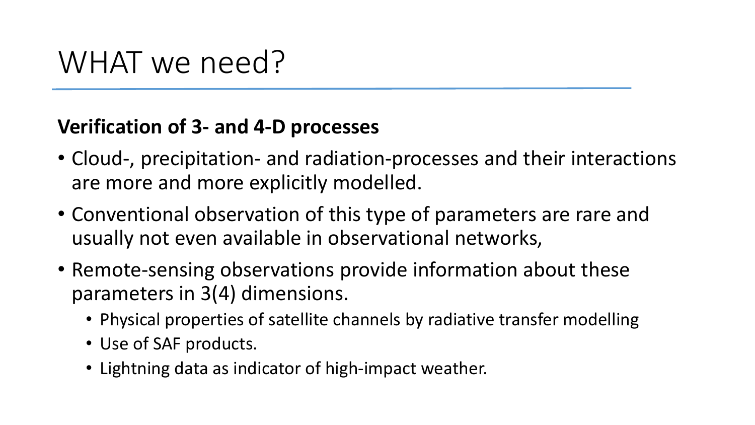# WHAT we need?

**Verification of 3- and 4-D processes**

- Cloud-, precipitation- and radiation-processes and their interactions are more and more explicitly modelled.
- Conventional observation of this type of parameters are rare and usually not even available in observational networks,
- Remote-sensing observations provide information about these parameters in 3(4) dimensions.
  - Physical properties of satellite channels by radiative transfer modelling
  - Use of SAF products.
  - Lightning data as indicator of high-impact weather.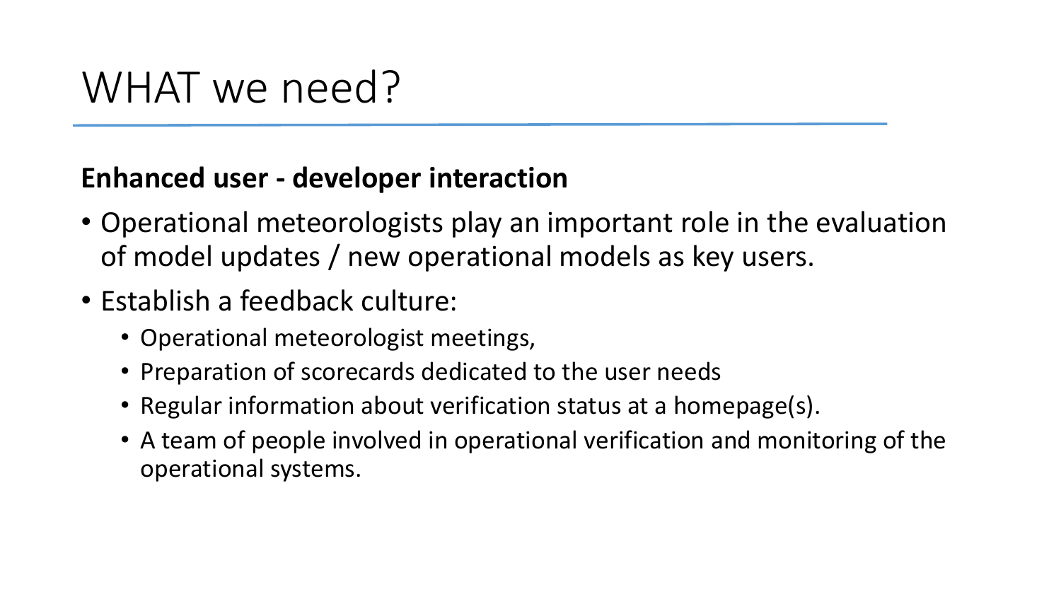# WHAT we need?

**Enhanced user - developer interaction**

- Operational meteorologists play an important role in the evaluation of model updates / new operational models as key users.
- Establish a feedback culture:
  - Operational meteorologist meetings,
  - Preparation of scorecards dedicated to the user needs
  - Regular information about verification status at a homepage(s).
  - A team of people involved in operational verification and monitoring of the operational systems.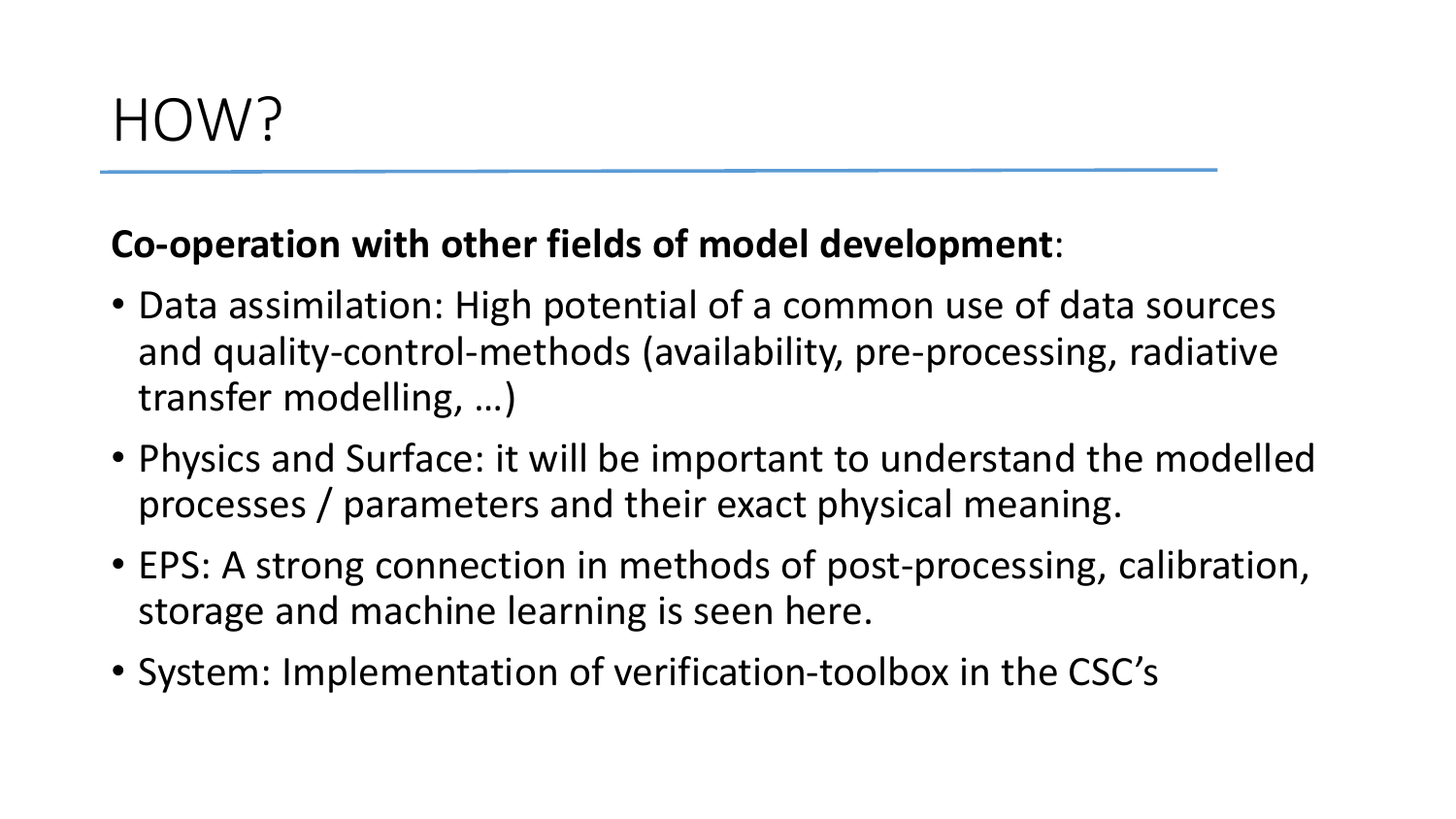# HOW?

**Co-operation with other fields of model development**:

- Data assimilation: High potential of a common use of data sources and quality-control-methods (availability, pre-processing, radiative transfer modelling, …)
- Physics and Surface: it will be important to understand the modelled processes / parameters and their exact physical meaning.
- EPS: A strong connection in methods of post-processing, calibration, storage and machine learning is seen here.
- System: Implementation of verification-toolbox in the CSC's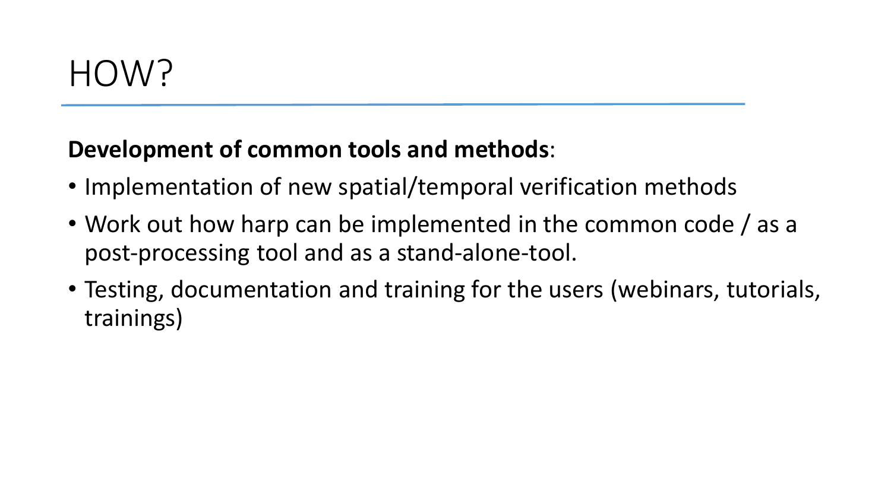# HOW?

**Development of common tools and methods**:

- Implementation of new spatial/temporal verification methods
- Work out how harp can be implemented in the common code / as a post-processing tool and as a stand-alone-tool.
- Testing, documentation and training for the users (webinars, tutorials, trainings)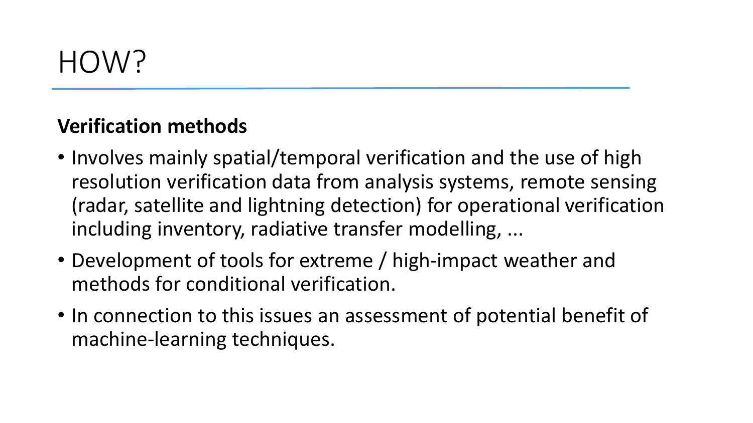# HOW?

**Verification methods**

- Involves mainly spatial/temporal verification and the use of high resolution verification data from analysis systems, remote sensing (radar, satellite and lightning detection) for operational verification including inventory, radiative transfer modelling, ...
- Development of tools for extreme / high-impact weather and methods for conditional verification.
- In connection to this issues an assessment of potential benefit of machine-learning techniques.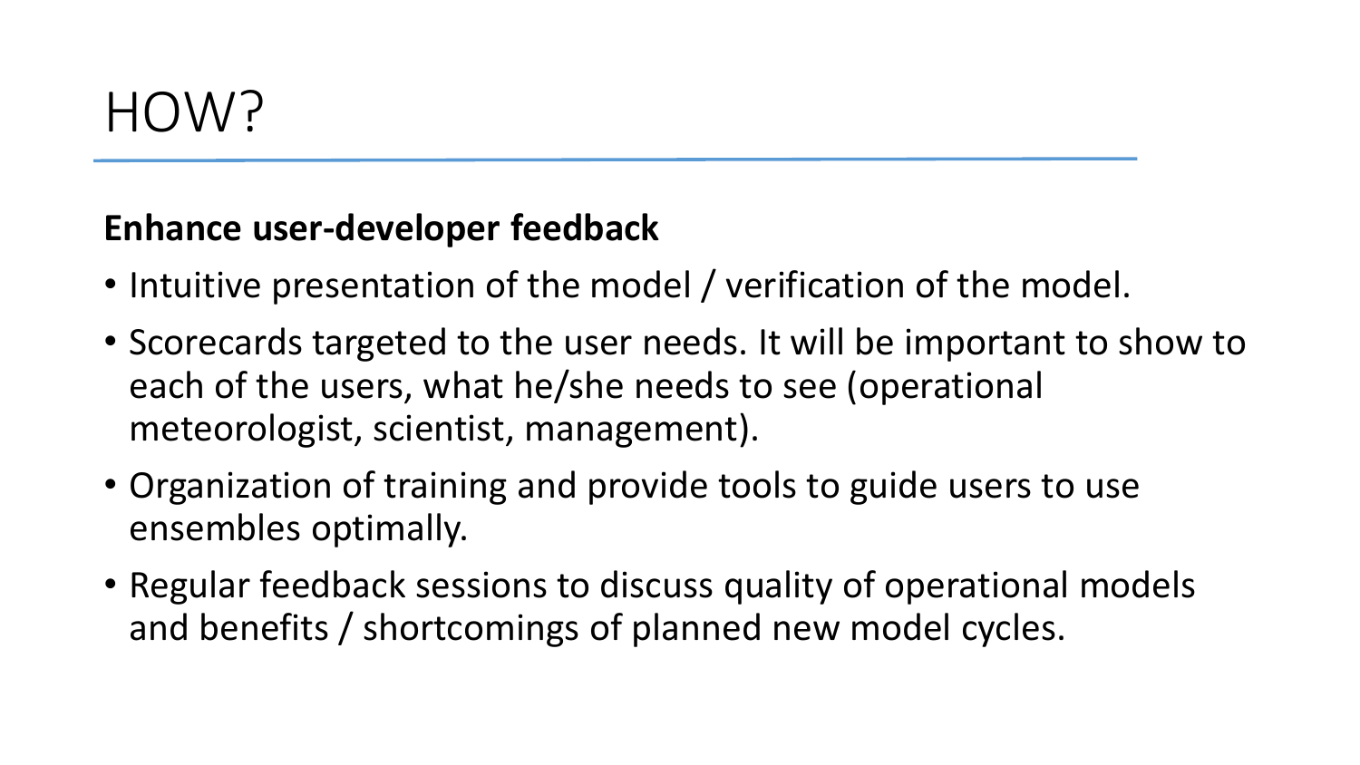# HOW?

**Enhance user-developer feedback**

- Intuitive presentation of the model / verification of the model.
- Scorecards targeted to the user needs. It will be important to show to each of the users, what he/she needs to see (operational meteorologist, scientist, management).
- Organization of training and provide tools to guide users to use ensembles optimally.
- Regular feedback sessions to discuss quality of operational models and benefits / shortcomings of planned new model cycles.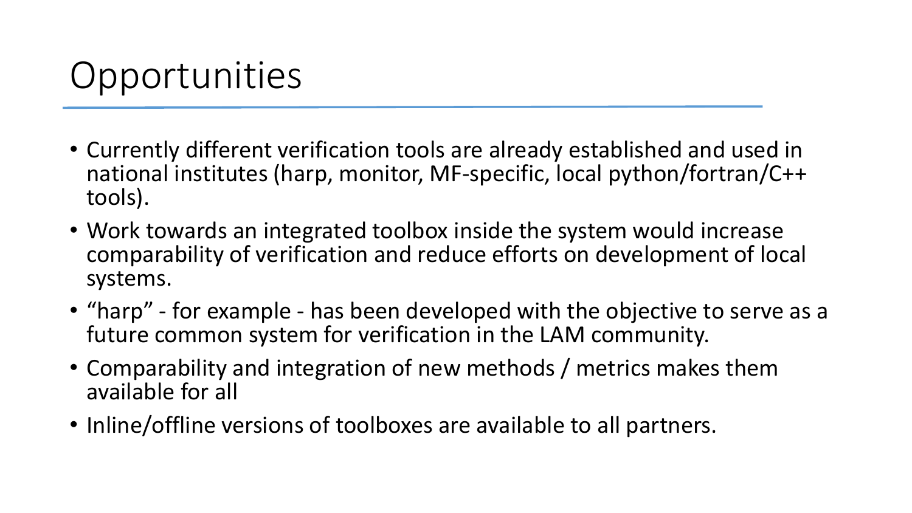# Opportunities

- Currently different verification tools are already established and used in national institutes (harp, monitor, MF-specific, local python/fortran/C++ tools).
- Work towards an integrated toolbox inside the system would increase comparability of verification and reduce efforts on development of local systems.
- “harp” - for example - has been developed with the objective to serve as a future common system for verification in the LAM community.
- Comparability and integration of new methods / metrics makes them available for all
- Inline/offline versions of toolboxes are available to all partners.